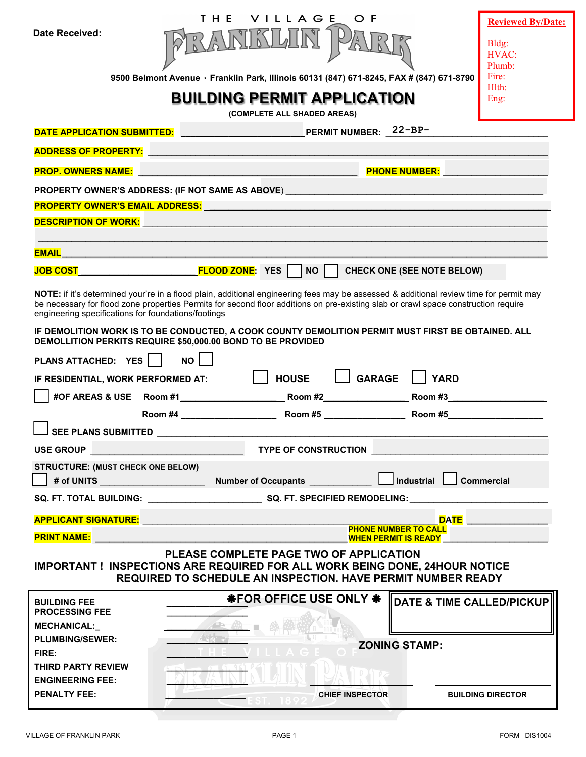Date Received:

THE VILLAGE OF

# FRANKLIN PARK

9500 Belmont Avenue · Franklin Park, Illinois 60131 (847) 671-8245, FAX # (847) 671-8790

**Reviewed By/Date:**

Bldg: __________
HVAC: __________
Plumb: __________
Fire: __________
Hlth: __________
Eng: __________

# BUILDING PERMIT APPLICATION

(COMPLETE ALL SHADED AREAS)

**DATE APPLICATION SUBMITTED:** ______________________ **PERMIT NUMBER:** 22-BP-______________________

**ADDRESS OF PROPERTY:** ______________________________________________

**PROP. OWNERS NAME:** ______________________________ **PHONE NUMBER:** ______________

PROPERTY OWNER'S ADDRESS: (IF NOT SAME AS ABOVE) ______________________________

**PROPERTY OWNER'S EMAIL ADDRESS:** ______________________________________

**DESCRIPTION OF WORK:** ______________________________________________

______________________________________________________________________

**EMAIL** ____________________________________________________________

**JOB COST** ______________________ **FLOOD ZONE:** YES ☐ NO ☐ CHECK ONE (SEE NOTE BELOW)

**NOTE:** if it's determined your're in a flood plain, additional engineering fees may be assessed & additional review time for permit may be necessary for flood zone properties Permits for second floor additions on pre-existing slab or crawl space construction require engineering specifications for foundations/footings

**IF DEMOLITION WORK IS TO BE CONDUCTED, A COOK COUNTY DEMOLITION PERMIT MUST FIRST BE OBTAINED. ALL DEMOLLITION PERKITS REQUIRE $50,000.00 BOND TO BE PROVIDED**

PLANS ATTACHED: YES ☐ NO ☐

IF RESIDENTIAL, WORK PERFORMED AT: ☐ HOUSE ☐ GARAGE ☐ YARD

☐ #OF AREAS & USE Room #1______________ Room #2______________ Room #3______________

Room #4______________ Room #5______________ Room #5______________

☐ SEE PLANS SUBMITTED ______________________________________________

USE GROUP ______________________ TYPE OF CONSTRUCTION ______________________

**STRUCTURE: (MUST CHECK ONE BELOW)**

☐ # of UNITS ______________ Number of Occupants ____________ ☐ Industrial ☐ Commercial

SQ. FT. TOTAL BUILDING: ______________________ SQ. FT. SPECIFIED REMODELING: ______________________

**APPLICANT SIGNATURE:** ______________________________________ **DATE** ______________

**PRINT NAME:** ______________________________________ **PHONE NUMBER TO CALL WHEN PERMIT IS READY** ______________

**PLEASE COMPLETE PAGE TWO OF APPLICATION**

**IMPORTANT ! INSPECTIONS ARE REQUIRED FOR ALL WORK BEING DONE, 24HOUR NOTICE REQUIRED TO SCHEDULE AN INSPECTION. HAVE PERMIT NUMBER READY**

**❋FOR OFFICE USE ONLY ❋**

BUILDING FEE ______________
PROCESSING FEE ______________
MECHANICAL:_ ______________
PLUMBING/SEWER: ______________
FIRE: ______________
THIRD PARTY REVIEW ______________
ENGINEERING FEE: ______________
PENALTY FEE: ______________

**DATE & TIME CALLED/PICKUP**

**ZONING STAMP:**

______________________ CHIEF INSPECTOR

______________________ BUILDING DIRECTOR

VILLAGE OF FRANKLIN PARK · FORM DIS1004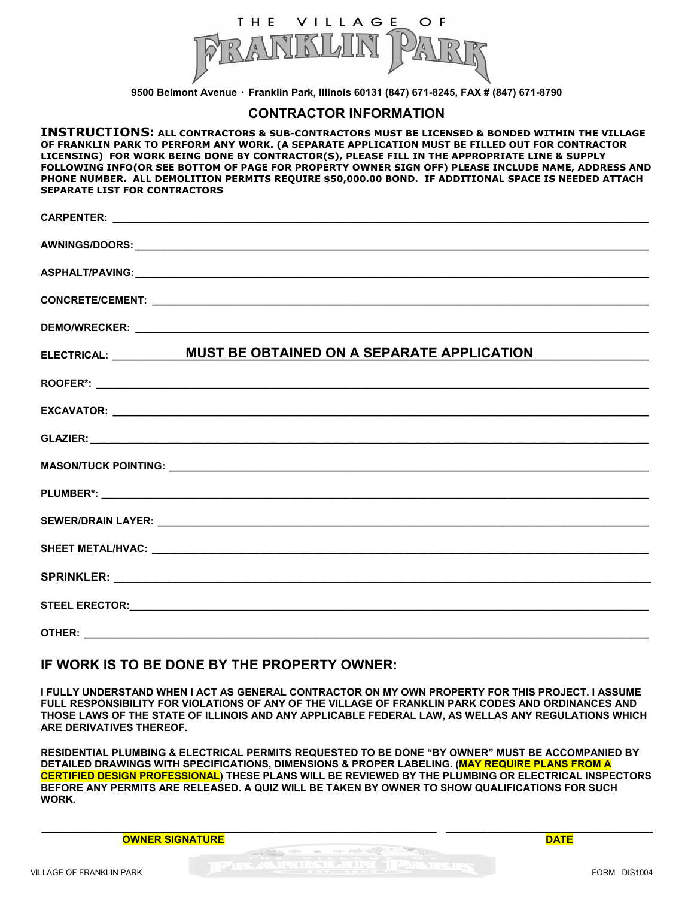THE VILLAGE OF FRANKLIN PARK

9500 Belmont Avenue · Franklin Park, Illinois 60131 (847) 671-8245, FAX # (847) 671-8790

## CONTRACTOR INFORMATION

**INSTRUCTIONS: ALL CONTRACTORS & SUB-CONTRACTORS MUST BE LICENSED & BONDED WITHIN THE VILLAGE OF FRANKLIN PARK TO PERFORM ANY WORK. (A SEPARATE APPLICATION MUST BE FILLED OUT FOR CONTRACTOR LICENSING) FOR WORK BEING DONE BY CONTRACTOR(S), PLEASE FILL IN THE APPROPRIATE LINE & SUPPLY FOLLOWING INFO(OR SEE BOTTOM OF PAGE FOR PROPERTY OWNER SIGN OFF) PLEASE INCLUDE NAME, ADDRESS AND PHONE NUMBER. ALL DEMOLITION PERMITS REQUIRE $50,000.00 BOND. IF ADDITIONAL SPACE IS NEEDED ATTACH SEPARATE LIST FOR CONTRACTORS**

**CARPENTER:** ____________________

**AWNINGS/DOORS:** ____________________

**ASPHALT/PAVING:** ____________________

**CONCRETE/CEMENT:** ____________________

**DEMO/WRECKER:** ____________________

**ELECTRICAL:** **MUST BE OBTAINED ON A SEPARATE APPLICATION**

**ROOFER*:** ____________________

**EXCAVATOR:** ____________________

**GLAZIER:** ____________________

**MASON/TUCK POINTING:** ____________________

**PLUMBER*:** ____________________

**SEWER/DRAIN LAYER:** ____________________

**SHEET METAL/HVAC:** ____________________

**SPRINKLER:** ____________________

**STEEL ERECTOR:** ____________________

**OTHER:** ____________________

## IF WORK IS TO BE DONE BY THE PROPERTY OWNER:

**I FULLY UNDERSTAND WHEN I ACT AS GENERAL CONTRACTOR ON MY OWN PROPERTY FOR THIS PROJECT. I ASSUME FULL RESPONSIBILITY FOR VIOLATIONS OF ANY OF THE VILLAGE OF FRANKLIN PARK CODES AND ORDINANCES AND THOSE LAWS OF THE STATE OF ILLINOIS AND ANY APPLICABLE FEDERAL LAW, AS WELLAS ANY REGULATIONS WHICH ARE DERIVATIVES THEREOF.**

**RESIDENTIAL PLUMBING & ELECTRICAL PERMITS REQUESTED TO BE DONE "BY OWNER" MUST BE ACCOMPANIED BY DETAILED DRAWINGS WITH SPECIFICATIONS, DIMENSIONS & PROPER LABELING. (MAY REQUIRE PLANS FROM A CERTIFIED DESIGN PROFESSIONAL) THESE PLANS WILL BE REVIEWED BY THE PLUMBING OR ELECTRICAL INSPECTORS BEFORE ANY PERMITS ARE RELEASED. A QUIZ WILL BE TAKEN BY OWNER TO SHOW QUALIFICATIONS FOR SUCH WORK.**

____________________ **OWNER SIGNATURE**     ____________________ **DATE**

VILLAGE OF FRANKLIN PARK     FORM DIS1004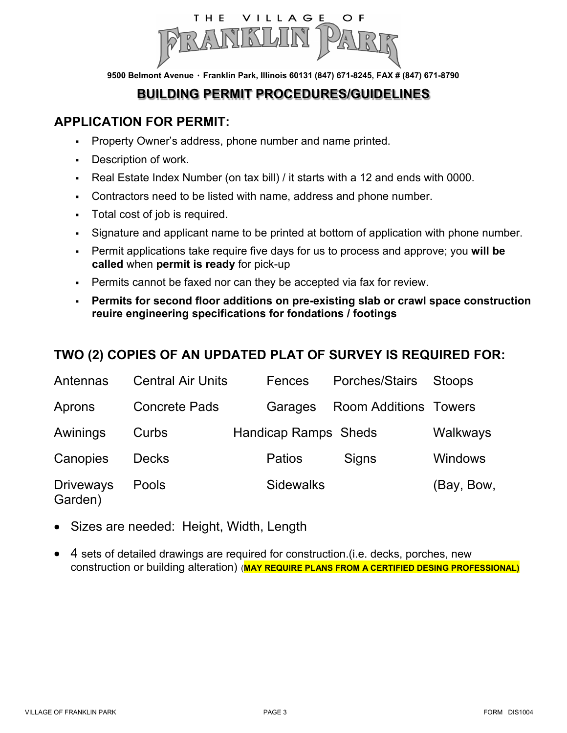THE VILLAGE OF

# FRANKLIN PARK

9500 Belmont Avenue · Franklin Park, Illinois 60131 (847) 671-8245, FAX # (847) 671-8790

## BUILDING PERMIT PROCEDURES/GUIDELINES

### APPLICATION FOR PERMIT:

- Property Owner's address, phone number and name printed.
- Description of work.
- Real Estate Index Number (on tax bill) / it starts with a 12 and ends with 0000.
- Contractors need to be listed with name, address and phone number.
- Total cost of job is required.
- Signature and applicant name to be printed at bottom of application with phone number.
- Permit applications take require five days for us to process and approve; you **will be called** when **permit is ready** for pick-up
- Permits cannot be faxed nor can they be accepted via fax for review.
- **Permits for second floor additions on pre-existing slab or crawl space construction reuire engineering specifications for fondations / footings**

### TWO (2) COPIES OF AN UPDATED PLAT OF SURVEY IS REQUIRED FOR:

| | | | | |
|---|---|---|---|---|
| Antennas | Central Air Units | Fences | Porches/Stairs | Stoops |
| Aprons | Concrete Pads | Garages | Room Additions | Towers |
| Awnings | Curbs | Handicap Ramps | Sheds | Walkways |
| Canopies | Decks | Patios | Signs | Windows |
| Driveways | Pools | Sidewalks | | (Bay, Bow, Garden) |

- Sizes are needed: Height, Width, Length
- 4 sets of detailed drawings are required for construction.(i.e. decks, porches, new construction or building alteration) (**MAY REQUIRE PLANS FROM A CERTIFIED DESING PROFESSIONAL)**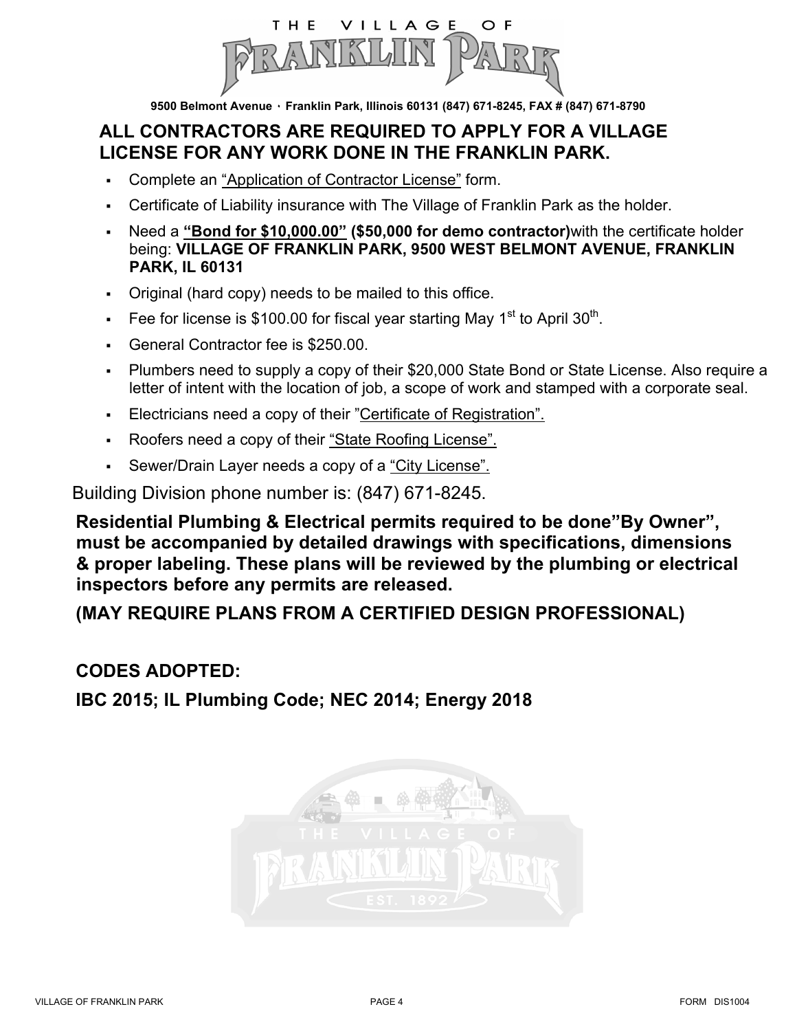THE VILLAGE OF FRANKLIN PARK

9500 Belmont Avenue · Franklin Park, Illinois 60131 (847) 671-8245, FAX # (847) 671-8790

## ALL CONTRACTORS ARE REQUIRED TO APPLY FOR A VILLAGE LICENSE FOR ANY WORK DONE IN THE FRANKLIN PARK.

- Complete an "Application of Contractor License" form.
- Certificate of Liability insurance with The Village of Franklin Park as the holder.
- Need a **"Bond for $10,000.00" ($50,000 for demo contractor)** with the certificate holder being: **VILLAGE OF FRANKLIN PARK, 9500 WEST BELMONT AVENUE, FRANKLIN PARK, IL 60131**
- Original (hard copy) needs to be mailed to this office.
- Fee for license is $100.00 for fiscal year starting May 1st to April 30th.
- General Contractor fee is $250.00.
- Plumbers need to supply a copy of their $20,000 State Bond or State License. Also require a letter of intent with the location of job, a scope of work and stamped with a corporate seal.
- Electricians need a copy of their "Certificate of Registration".
- Roofers need a copy of their "State Roofing License".
- Sewer/Drain Layer needs a copy of a "City License".

Building Division phone number is: (847) 671-8245.

**Residential Plumbing & Electrical permits required to be done "By Owner", must be accompanied by detailed drawings with specifications, dimensions & proper labeling. These plans will be reviewed by the plumbing or electrical inspectors before any permits are released.**

**(MAY REQUIRE PLANS FROM A CERTIFIED DESIGN PROFESSIONAL)**

**CODES ADOPTED:**

**IBC 2015; IL Plumbing Code; NEC 2014; Energy 2018**

THE VILLAGE OF FRANKLIN PARK EST. 1892

FORM DIS1004